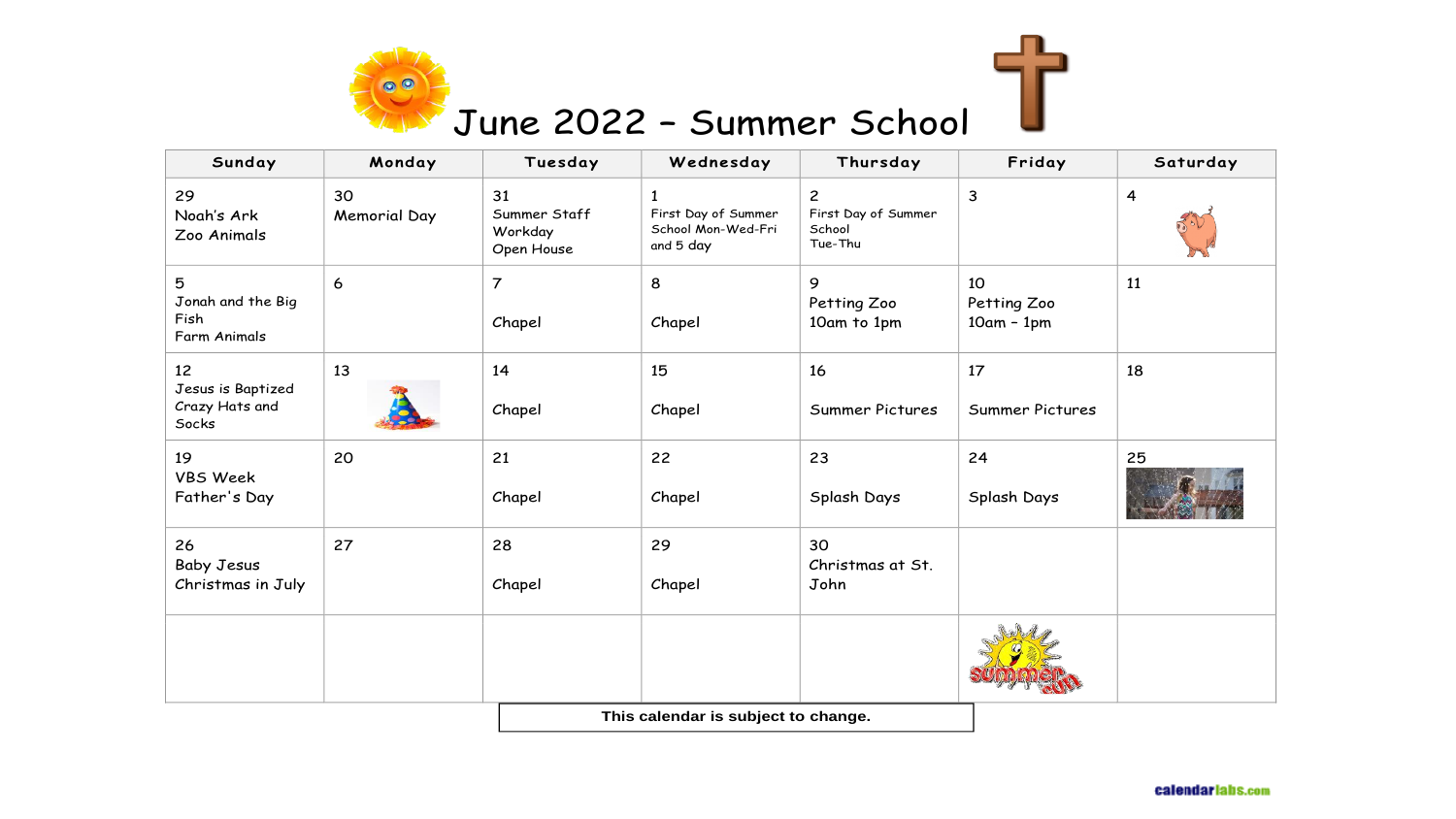# June 2022 – Summer School

| Sunday | Monday | Tuesday | Wednesday | Thursday | Friday | Saturday |
|---|---|---|---|---|---|---|
| 29<br>Noah's Ark<br>Zoo Animals | 30<br>Memorial Day | 31<br>Summer Staff Workday<br>Open House | 1<br>First Day of Summer School Mon-Wed-Fri and 5 day | 2<br>First Day of Summer School<br>Tue-Thu | 3 | 4 |
| 5<br>Jonah and the Big Fish<br>Farm Animals | 6 | 7<br>Chapel | 8<br>Chapel | 9<br>Petting Zoo<br>10am to 1pm | 10<br>Petting Zoo<br>10am – 1pm | 11 |
| 12<br>Jesus is Baptized<br>Crazy Hats and Socks | 13 | 14<br>Chapel | 15<br>Chapel | 16<br>Summer Pictures | 17<br>Summer Pictures | 18 |
| 19<br>VBS Week<br>Father's Day | 20 | 21<br>Chapel | 22<br>Chapel | 23<br>Splash Days | 24<br>Splash Days | 25 |
| 26<br>Baby Jesus<br>Christmas in July | 27 | 28<br>Chapel | 29<br>Chapel | 30<br>Christmas at St. John | | |
| | | | | | | |

**This calendar is subject to change.**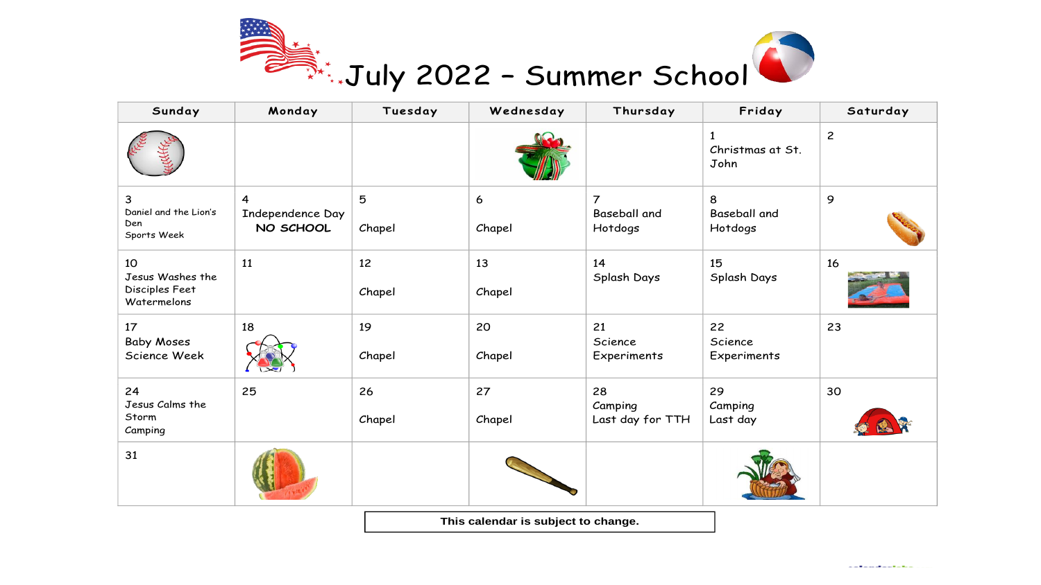# July 2022 – Summer School

| Sunday | Monday | Tuesday | Wednesday | Thursday | Friday | Saturday |
|---|---|---|---|---|---|---|
| | | | | | 1 Christmas at St. John | 2 |
| 3 Daniel and the Lion's Den Sports Week | 4 Independence Day NO SCHOOL | 5 Chapel | 6 Chapel | 7 Baseball and Hotdogs | 8 Baseball and Hotdogs | 9 |
| 10 Jesus Washes the Disciples Feet Watermelons | 11 | 12 Chapel | 13 Chapel | 14 Splash Days | 15 Splash Days | 16 |
| 17 Baby Moses Science Week | 18 | 19 Chapel | 20 Chapel | 21 Science Experiments | 22 Science Experiments | 23 |
| 24 Jesus Calms the Storm Camping | 25 | 26 Chapel | 27 Chapel | 28 Camping Last day for TTH | 29 Camping Last day | 30 |
| 31 | | | | | | |

**This calendar is subject to change.**